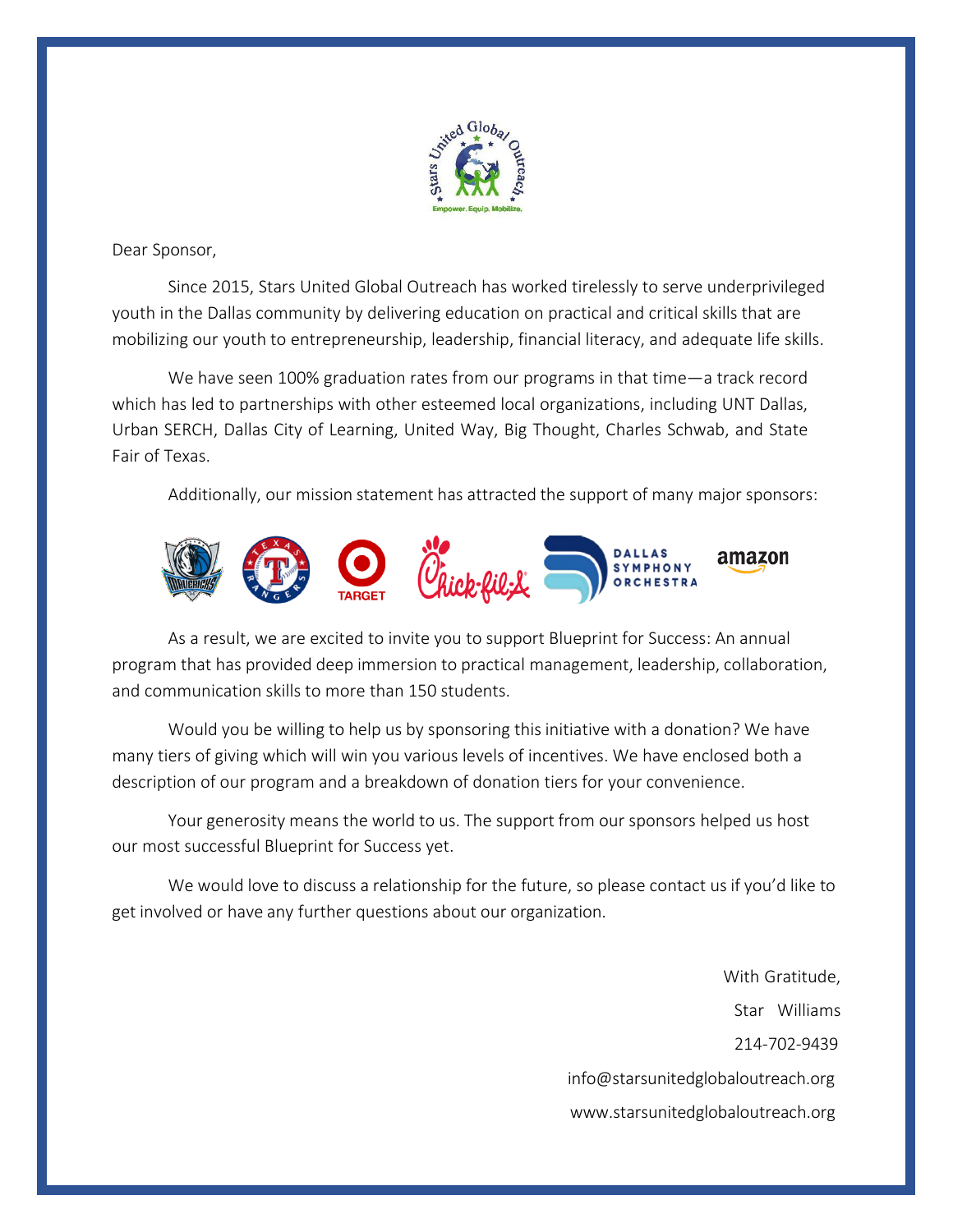Dear Sponsor,

Since 2015, Stars United Global Outreach has worked tirelessly to serve underprivileged youth in the Dallas community by delivering education on practical and critical skills that are mobilizing our youth to entrepreneurship, leadership, financial literacy, and adequate life skills.

We have seen 100% graduation rates from our programs in that time—a track record which has led to partnerships with other esteemed local organizations, including UNT Dallas, Urban SERCH, Dallas City of Learning, United Way, Big Thought, Charles Schwab, and State Fair of Texas.

Additionally, our mission statement has attracted the support of many major sponsors:

As a result, we are excited to invite you to support Blueprint for Success: An annual program that has provided deep immersion to practical management, leadership, collaboration, and communication skills to more than 150 students.

Would you be willing to help us by sponsoring this initiative with a donation? We have many tiers of giving which will win you various levels of incentives. We have enclosed both a description of our program and a breakdown of donation tiers for your convenience.

Your generosity means the world to us. The support from our sponsors helped us host our most successful Blueprint for Success yet.

We would love to discuss a relationship for the future, so please contact us if you'd like to get involved or have any further questions about our organization.

With Gratitude,

Star Williams

214-702-9439

info@starsunitedglobaloutreach.org

www.starsunitedglobaloutreach.org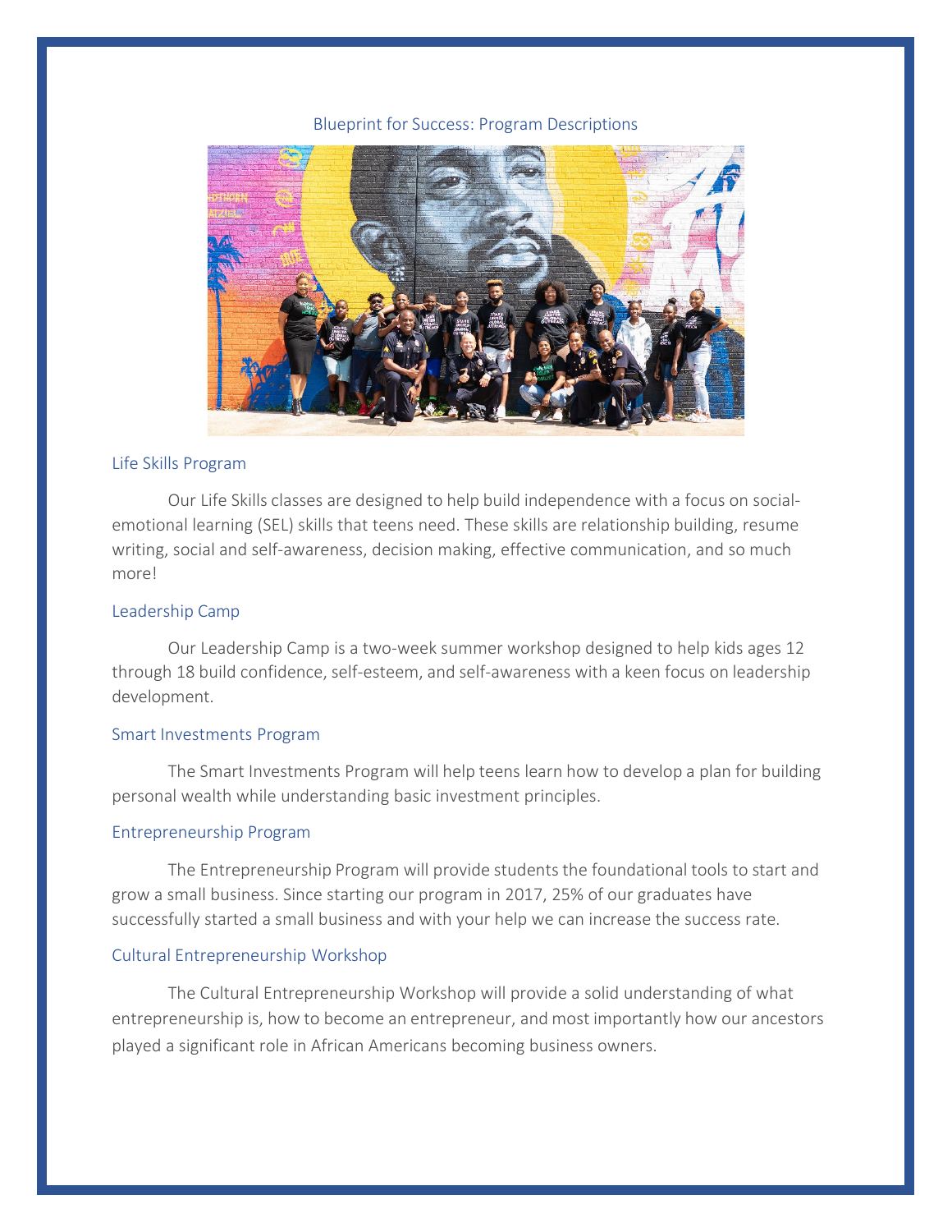Blueprint for Success: Program Descriptions

## Life Skills Program

Our Life Skills classes are designed to help build independence with a focus on social-emotional learning (SEL) skills that teens need. These skills are relationship building, resume writing, social and self-awareness, decision making, effective communication, and so much more!

## Leadership Camp

Our Leadership Camp is a two-week summer workshop designed to help kids ages 12 through 18 build confidence, self-esteem, and self-awareness with a keen focus on leadership development.

## Smart Investments Program

The Smart Investments Program will help teens learn how to develop a plan for building personal wealth while understanding basic investment principles.

## Entrepreneurship Program

The Entrepreneurship Program will provide students the foundational tools to start and grow a small business. Since starting our program in 2017, 25% of our graduates have successfully started a small business and with your help we can increase the success rate.

## Cultural Entrepreneurship Workshop

The Cultural Entrepreneurship Workshop will provide a solid understanding of what entrepreneurship is, how to become an entrepreneur, and most importantly how our ancestors played a significant role in African Americans becoming business owners.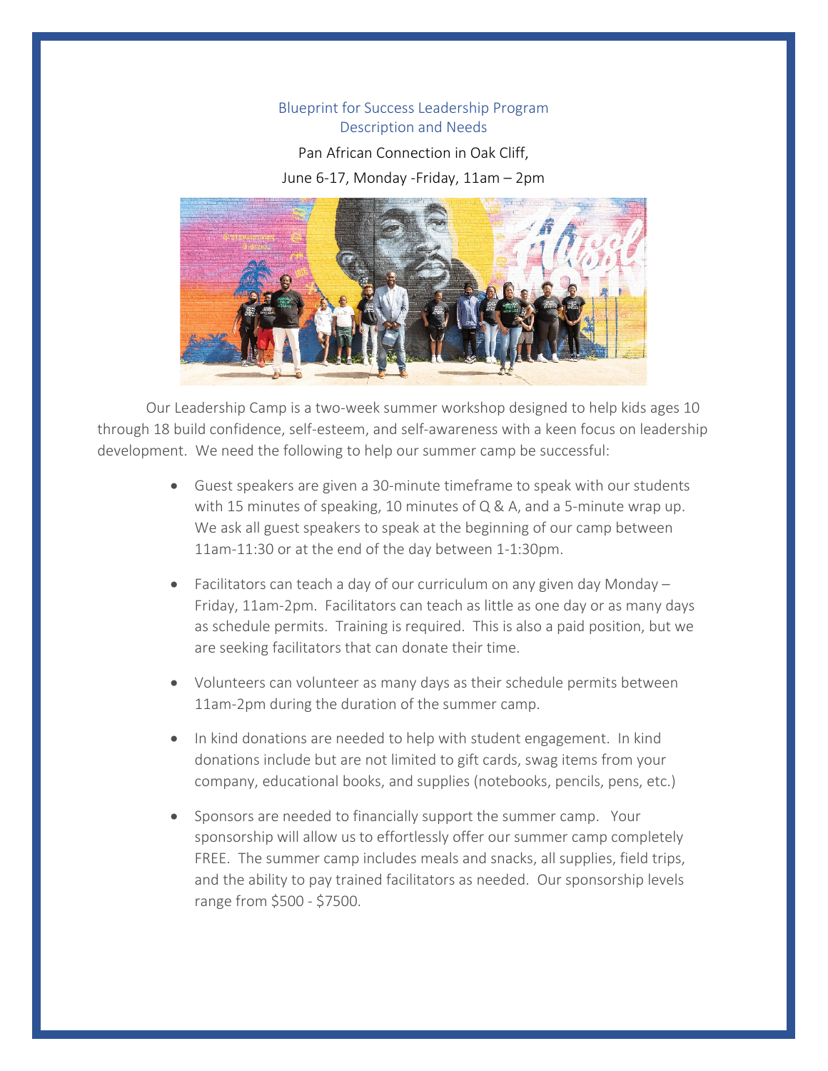## Blueprint for Success Leadership Program
## Description and Needs

Pan African Connection in Oak Cliff,
June 6-17, Monday -Friday, 11am – 2pm

Our Leadership Camp is a two-week summer workshop designed to help kids ages 10 through 18 build confidence, self-esteem, and self-awareness with a keen focus on leadership development. We need the following to help our summer camp be successful:

- Guest speakers are given a 30-minute timeframe to speak with our students with 15 minutes of speaking, 10 minutes of Q & A, and a 5-minute wrap up. We ask all guest speakers to speak at the beginning of our camp between 11am-11:30 or at the end of the day between 1-1:30pm.

- Facilitators can teach a day of our curriculum on any given day Monday – Friday, 11am-2pm. Facilitators can teach as little as one day or as many days as schedule permits. Training is required. This is also a paid position, but we are seeking facilitators that can donate their time.

- Volunteers can volunteer as many days as their schedule permits between 11am-2pm during the duration of the summer camp.

- In kind donations are needed to help with student engagement. In kind donations include but are not limited to gift cards, swag items from your company, educational books, and supplies (notebooks, pencils, pens, etc.)

- Sponsors are needed to financially support the summer camp. Your sponsorship will allow us to effortlessly offer our summer camp completely FREE. The summer camp includes meals and snacks, all supplies, field trips, and the ability to pay trained facilitators as needed. Our sponsorship levels range from $500 - $7500.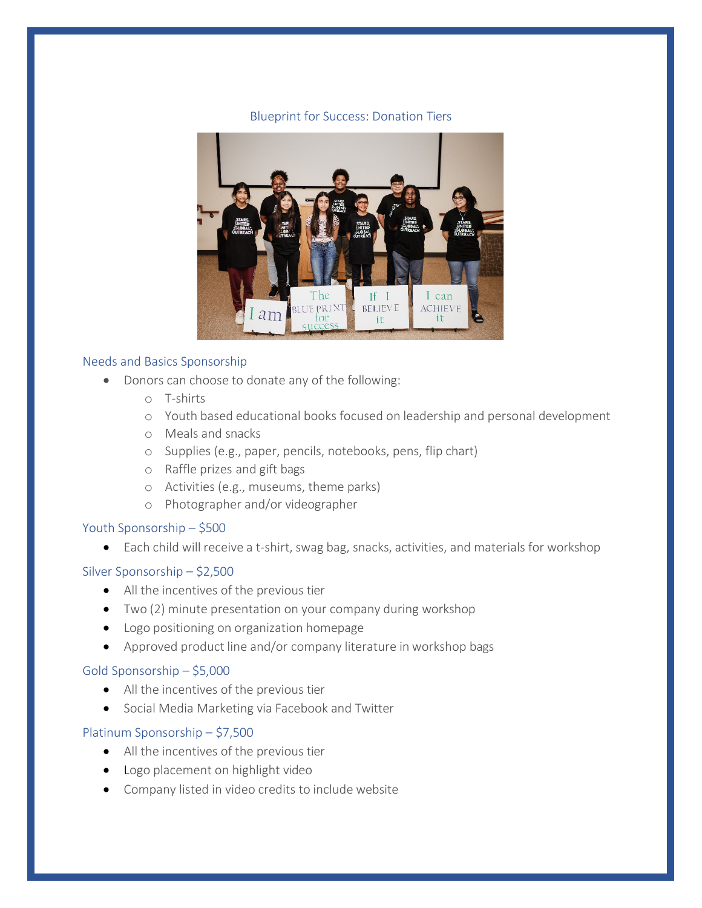## Blueprint for Success: Donation Tiers

### Needs and Basics Sponsorship

- Donors can choose to donate any of the following:
  - T-shirts
  - Youth based educational books focused on leadership and personal development
  - Meals and snacks
  - Supplies (e.g., paper, pencils, notebooks, pens, flip chart)
  - Raffle prizes and gift bags
  - Activities (e.g., museums, theme parks)
  - Photographer and/or videographer

### Youth Sponsorship – $500

- Each child will receive a t-shirt, swag bag, snacks, activities, and materials for workshop

### Silver Sponsorship – $2,500

- All the incentives of the previous tier
- Two (2) minute presentation on your company during workshop
- Logo positioning on organization homepage
- Approved product line and/or company literature in workshop bags

### Gold Sponsorship – $5,000

- All the incentives of the previous tier
- Social Media Marketing via Facebook and Twitter

### Platinum Sponsorship – $7,500

- All the incentives of the previous tier
- Logo placement on highlight video
- Company listed in video credits to include website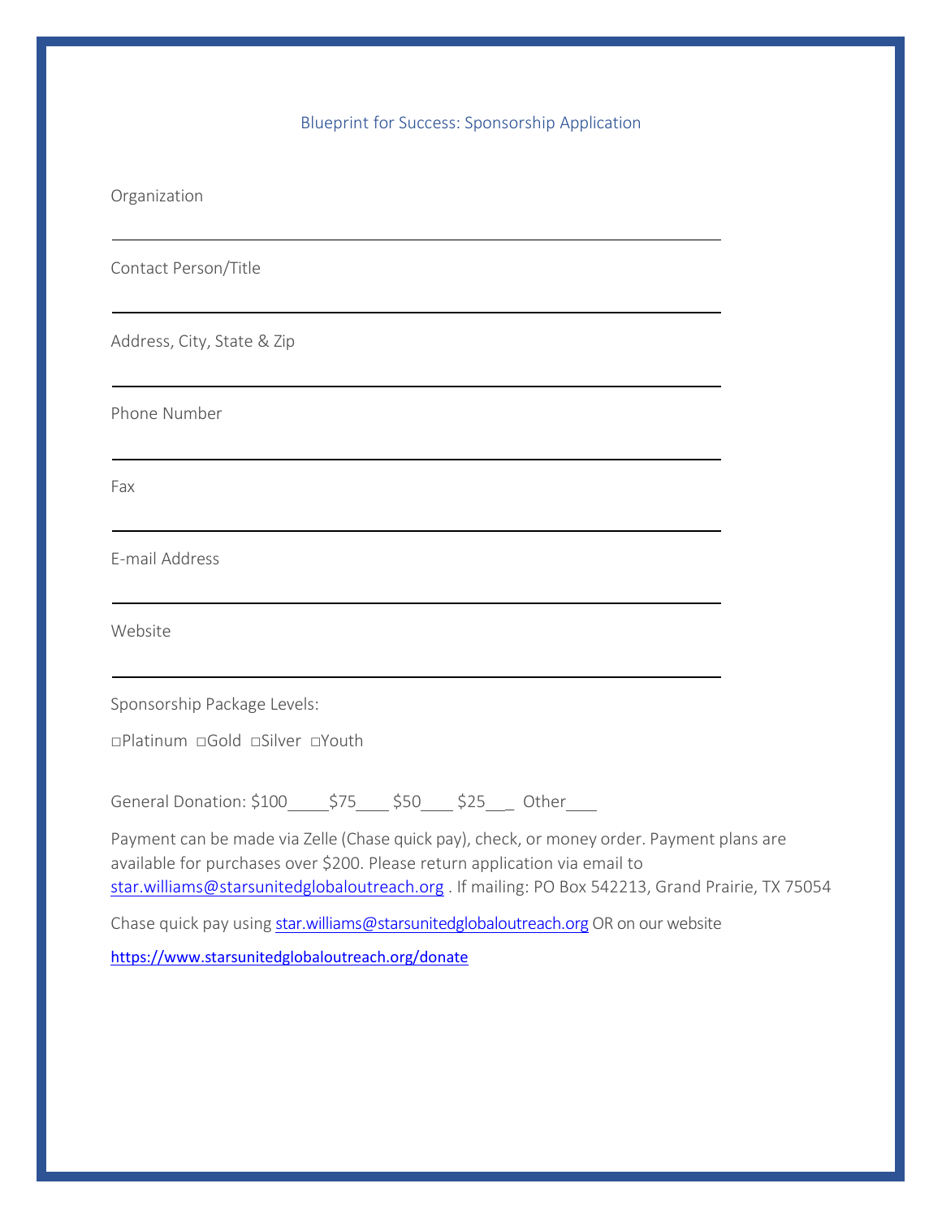# Blueprint for Success: Sponsorship Application

Organization

______________________________________________

Contact Person/Title

______________________________________________

Address, City, State & Zip

______________________________________________

Phone Number

______________________________________________

Fax

______________________________________________

E-mail Address

______________________________________________

Website

______________________________________________

Sponsorship Package Levels:

□Platinum □Gold □Silver □Youth

General Donation: $100_____$75____ $50____ $25___ Other____

Payment can be made via Zelle (Chase quick pay), check, or money order. Payment plans are available for purchases over $200. Please return application via email to star.williams@starsunitedglobaloutreach.org . If mailing: PO Box 542213, Grand Prairie, TX 75054

Chase quick pay using star.williams@starsunitedglobaloutreach.org OR on our website

https://www.starsunitedglobaloutreach.org/donate